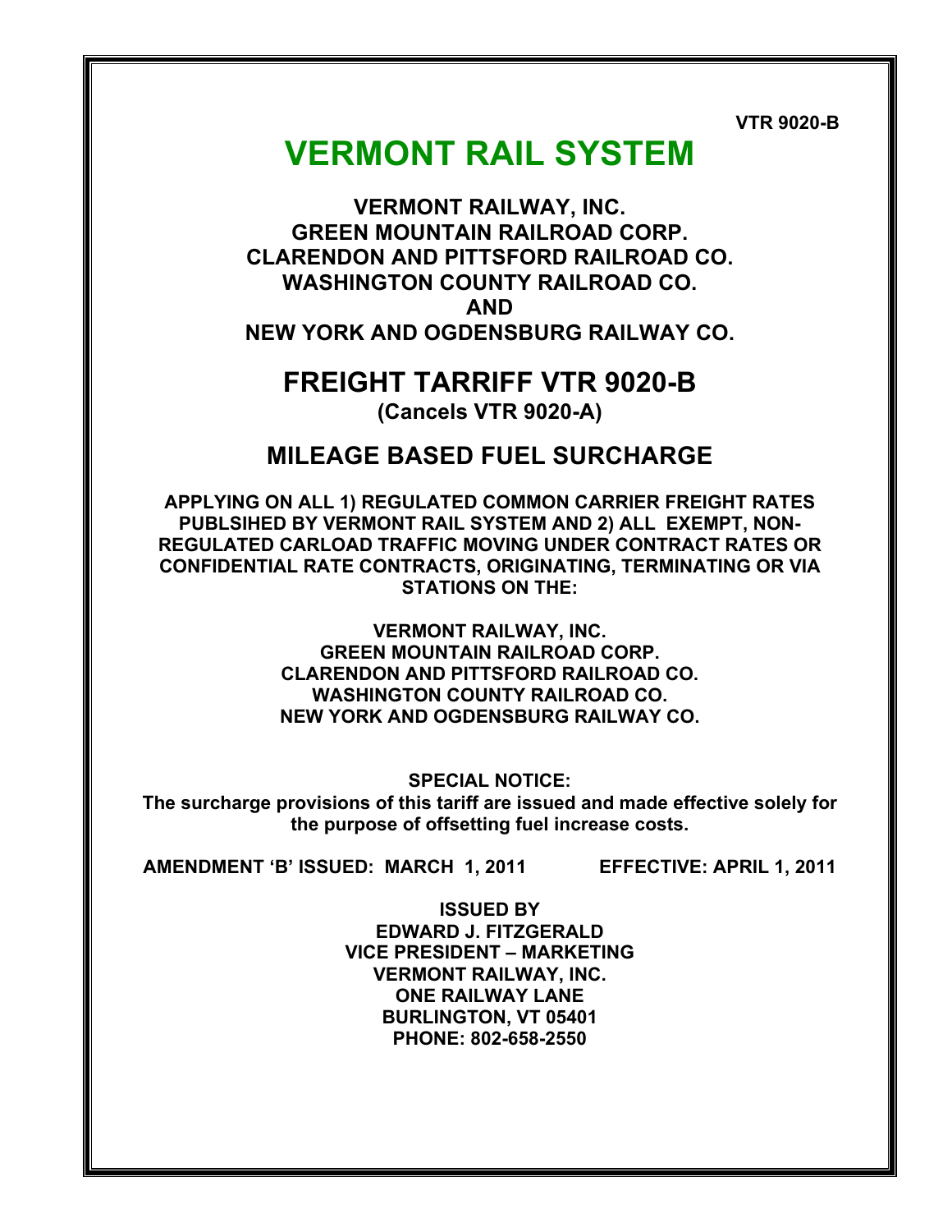VTR 9020-B

# VERMONT RAIL SYSTEM

**VERMONT RAILWAY, INC.**
**GREEN MOUNTAIN RAILROAD CORP.**
**CLARENDON AND PITTSFORD RAILROAD CO.**
**WASHINGTON COUNTY RAILROAD CO.**
**AND**
**NEW YORK AND OGDENSBURG RAILWAY CO.**

## FREIGHT TARRIFF VTR 9020-B

**(Cancels VTR 9020-A)**

## MILEAGE BASED FUEL SURCHARGE

**APPLYING ON ALL 1) REGULATED COMMON CARRIER FREIGHT RATES PUBLSIHED BY VERMONT RAIL SYSTEM AND 2) ALL EXEMPT, NON-REGULATED CARLOAD TRAFFIC MOVING UNDER CONTRACT RATES OR CONFIDENTIAL RATE CONTRACTS, ORIGINATING, TERMINATING OR VIA STATIONS ON THE:**

**VERMONT RAILWAY, INC.**
**GREEN MOUNTAIN RAILROAD CORP.**
**CLARENDON AND PITTSFORD RAILROAD CO.**
**WASHINGTON COUNTY RAILROAD CO.**
**NEW YORK AND OGDENSBURG RAILWAY CO.**

**SPECIAL NOTICE:**
**The surcharge provisions of this tariff are issued and made effective solely for the purpose of offsetting fuel increase costs.**

**AMENDMENT 'B' ISSUED: MARCH 1, 2011** **EFFECTIVE: APRIL 1, 2011**

**ISSUED BY**
**EDWARD J. FITZGERALD**
**VICE PRESIDENT – MARKETING**
**VERMONT RAILWAY, INC.**
**ONE RAILWAY LANE**
**BURLINGTON, VT 05401**
**PHONE: 802-658-2550**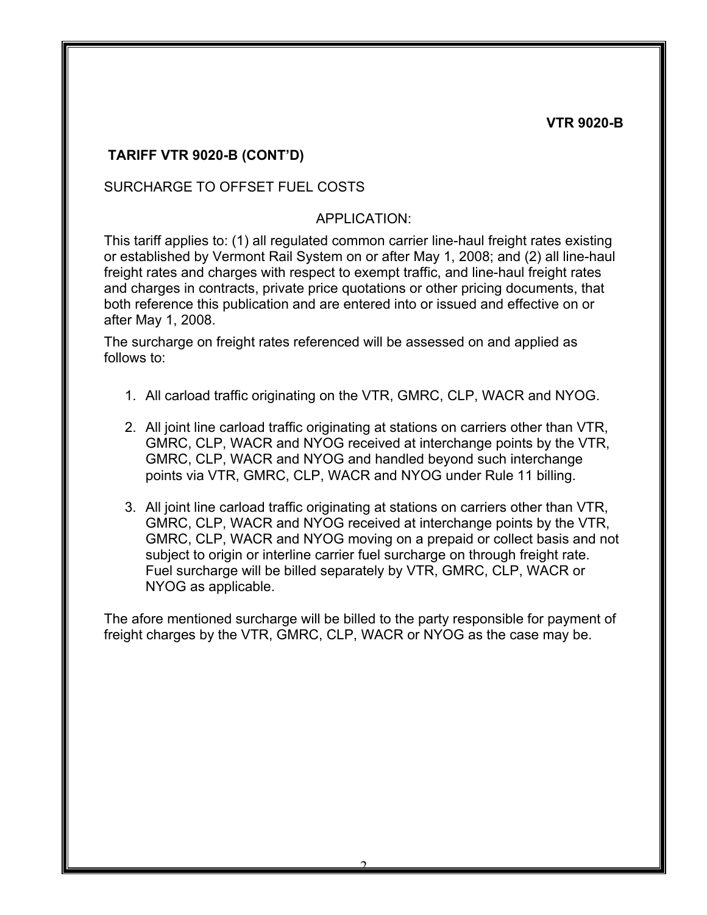**TARIFF VTR 9020-B (CONT'D)**

SURCHARGE TO OFFSET FUEL COSTS

APPLICATION:

This tariff applies to: (1) all regulated common carrier line-haul freight rates existing or established by Vermont Rail System on or after May 1, 2008; and (2) all line-haul freight rates and charges with respect to exempt traffic, and line-haul freight rates and charges in contracts, private price quotations or other pricing documents, that both reference this publication and are entered into or issued and effective on or after May 1, 2008.

The surcharge on freight rates referenced will be assessed on and applied as follows to:

1. All carload traffic originating on the VTR, GMRC, CLP, WACR and NYOG.

2. All joint line carload traffic originating at stations on carriers other than VTR, GMRC, CLP, WACR and NYOG received at interchange points by the VTR, GMRC, CLP, WACR and NYOG and handled beyond such interchange points via VTR, GMRC, CLP, WACR and NYOG under Rule 11 billing.

3. All joint line carload traffic originating at stations on carriers other than VTR, GMRC, CLP, WACR and NYOG received at interchange points by the VTR, GMRC, CLP, WACR and NYOG moving on a prepaid or collect basis and not subject to origin or interline carrier fuel surcharge on through freight rate. Fuel surcharge will be billed separately by VTR, GMRC, CLP, WACR or NYOG as applicable.

The afore mentioned surcharge will be billed to the party responsible for payment of freight charges by the VTR, GMRC, CLP, WACR or NYOG as the case may be.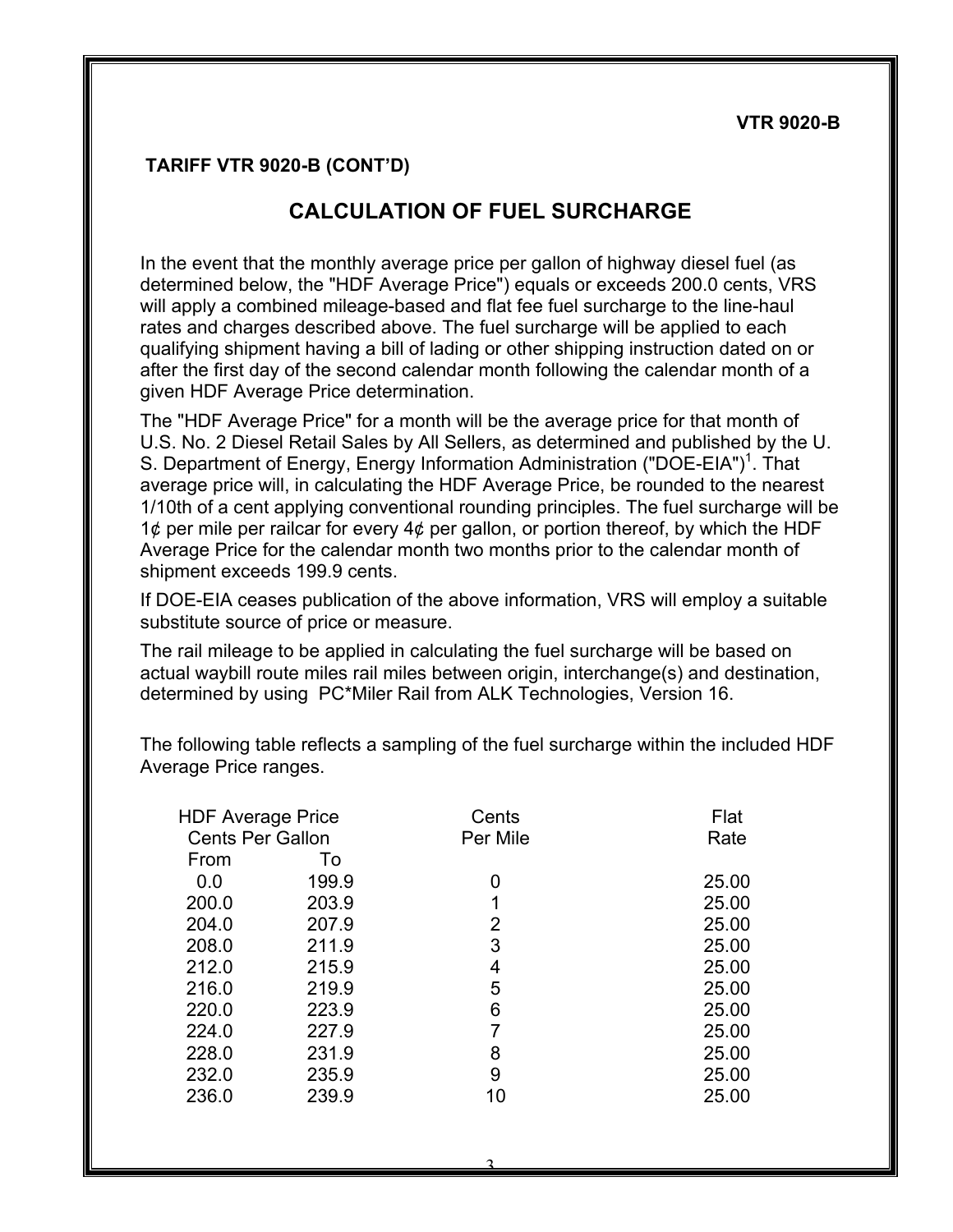**TARIFF VTR 9020-B (CONT'D)**

## CALCULATION OF FUEL SURCHARGE

In the event that the monthly average price per gallon of highway diesel fuel (as determined below, the "HDF Average Price") equals or exceeds 200.0 cents, VRS will apply a combined mileage-based and flat fee fuel surcharge to the line-haul rates and charges described above. The fuel surcharge will be applied to each qualifying shipment having a bill of lading or other shipping instruction dated on or after the first day of the second calendar month following the calendar month of a given HDF Average Price determination.

The "HDF Average Price" for a month will be the average price for that month of U.S. No. 2 Diesel Retail Sales by All Sellers, as determined and published by the U. S. Department of Energy, Energy Information Administration ("DOE-EIA")[1]. That average price will, in calculating the HDF Average Price, be rounded to the nearest 1/10th of a cent applying conventional rounding principles. The fuel surcharge will be 1¢ per mile per railcar for every 4¢ per gallon, or portion thereof, by which the HDF Average Price for the calendar month two months prior to the calendar month of shipment exceeds 199.9 cents.

If DOE-EIA ceases publication of the above information, VRS will employ a suitable substitute source of price or measure.

The rail mileage to be applied in calculating the fuel surcharge will be based on actual waybill route miles rail miles between origin, interchange(s) and destination, determined by using PC*Miler Rail from ALK Technologies, Version 16.

The following table reflects a sampling of the fuel surcharge within the included HDF Average Price ranges.

| HDF Average Price Cents Per Gallon | | Cents Per Mile | Flat Rate |
|---|---|---|---|
| From | To | | |
| 0.0 | 199.9 | 0 | 25.00 |
| 200.0 | 203.9 | 1 | 25.00 |
| 204.0 | 207.9 | 2 | 25.00 |
| 208.0 | 211.9 | 3 | 25.00 |
| 212.0 | 215.9 | 4 | 25.00 |
| 216.0 | 219.9 | 5 | 25.00 |
| 220.0 | 223.9 | 6 | 25.00 |
| 224.0 | 227.9 | 7 | 25.00 |
| 228.0 | 231.9 | 8 | 25.00 |
| 232.0 | 235.9 | 9 | 25.00 |
| 236.0 | 239.9 | 10 | 25.00 |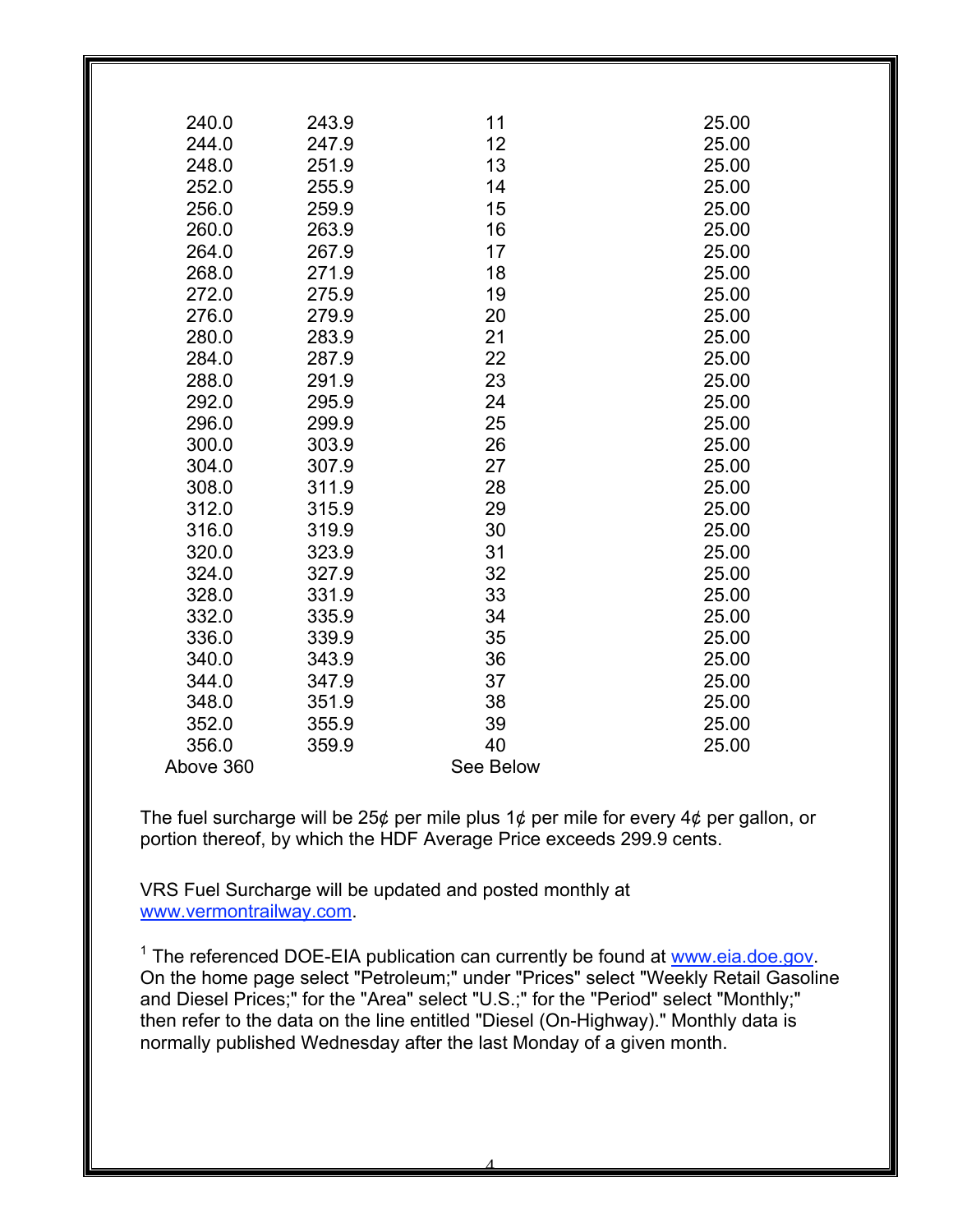| | | | |
|---|---|---|---|
| 240.0 | 243.9 | 11 | 25.00 |
| 244.0 | 247.9 | 12 | 25.00 |
| 248.0 | 251.9 | 13 | 25.00 |
| 252.0 | 255.9 | 14 | 25.00 |
| 256.0 | 259.9 | 15 | 25.00 |
| 260.0 | 263.9 | 16 | 25.00 |
| 264.0 | 267.9 | 17 | 25.00 |
| 268.0 | 271.9 | 18 | 25.00 |
| 272.0 | 275.9 | 19 | 25.00 |
| 276.0 | 279.9 | 20 | 25.00 |
| 280.0 | 283.9 | 21 | 25.00 |
| 284.0 | 287.9 | 22 | 25.00 |
| 288.0 | 291.9 | 23 | 25.00 |
| 292.0 | 295.9 | 24 | 25.00 |
| 296.0 | 299.9 | 25 | 25.00 |
| 300.0 | 303.9 | 26 | 25.00 |
| 304.0 | 307.9 | 27 | 25.00 |
| 308.0 | 311.9 | 28 | 25.00 |
| 312.0 | 315.9 | 29 | 25.00 |
| 316.0 | 319.9 | 30 | 25.00 |
| 320.0 | 323.9 | 31 | 25.00 |
| 324.0 | 327.9 | 32 | 25.00 |
| 328.0 | 331.9 | 33 | 25.00 |
| 332.0 | 335.9 | 34 | 25.00 |
| 336.0 | 339.9 | 35 | 25.00 |
| 340.0 | 343.9 | 36 | 25.00 |
| 344.0 | 347.9 | 37 | 25.00 |
| 348.0 | 351.9 | 38 | 25.00 |
| 352.0 | 355.9 | 39 | 25.00 |
| 356.0 | 359.9 | 40 | 25.00 |
| Above 360 | | See Below | |

The fuel surcharge will be 25¢ per mile plus 1¢ per mile for every 4¢ per gallon, or portion thereof, by which the HDF Average Price exceeds 299.9 cents.

VRS Fuel Surcharge will be updated and posted monthly at www.vermontrailway.com.

[1] The referenced DOE-EIA publication can currently be found at www.eia.doe.gov. On the home page select "Petroleum;" under "Prices" select "Weekly Retail Gasoline and Diesel Prices;" for the "Area" select "U.S.;" for the "Period" select "Monthly;" then refer to the data on the line entitled "Diesel (On-Highway)." Monthly data is normally published Wednesday after the last Monday of a given month.